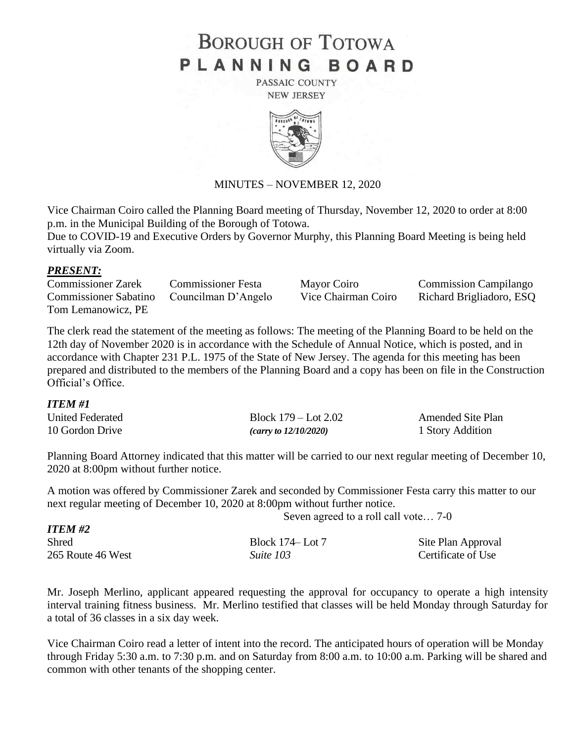# BOROUGH OF TOTOWA
# PLANNING BOARD

PASSAIC COUNTY
NEW JERSEY

MINUTES – NOVEMBER 12, 2020

Vice Chairman Coiro called the Planning Board meeting of Thursday, November 12, 2020 to order at 8:00 p.m. in the Municipal Building of the Borough of Totowa.
Due to COVID-19 and Executive Orders by Governor Murphy, this Planning Board Meeting is being held virtually via Zoom.

***PRESENT:***

| | | | |
|---|---|---|---|
| Commissioner Zarek | Commissioner Festa | Mayor Coiro | Commission Campilango |
| Commissioner Sabatino | Councilman D'Angelo | Vice Chairman Coiro | Richard Brigliadoro, ESQ |
| Tom Lemanowicz, PE | | | |

The clerk read the statement of the meeting as follows: The meeting of the Planning Board to be held on the 12th day of November 2020 is in accordance with the Schedule of Annual Notice, which is posted, and in accordance with Chapter 231 P.L. 1975 of the State of New Jersey. The agenda for this meeting has been prepared and distributed to the members of the Planning Board and a copy has been on file in the Construction Official's Office.

***ITEM #1***

| | | |
|---|---|---|
| United Federated | Block 179 – Lot 2.02 | Amended Site Plan |
| 10 Gordon Drive | *(carry to 12/10/2020)* | 1 Story Addition |

Planning Board Attorney indicated that this matter will be carried to our next regular meeting of December 10, 2020 at 8:00pm without further notice.

A motion was offered by Commissioner Zarek and seconded by Commissioner Festa carry this matter to our next regular meeting of December 10, 2020 at 8:00pm without further notice.

Seven agreed to a roll call vote… 7-0

***ITEM #2***

| | | |
|---|---|---|
| Shred | Block 174– Lot 7 | Site Plan Approval |
| 265 Route 46 West | *Suite 103* | Certificate of Use |

Mr. Joseph Merlino, applicant appeared requesting the approval for occupancy to operate a high intensity interval training fitness business. Mr. Merlino testified that classes will be held Monday through Saturday for a total of 36 classes in a six day week.

Vice Chairman Coiro read a letter of intent into the record. The anticipated hours of operation will be Monday through Friday 5:30 a.m. to 7:30 p.m. and on Saturday from 8:00 a.m. to 10:00 a.m. Parking will be shared and common with other tenants of the shopping center.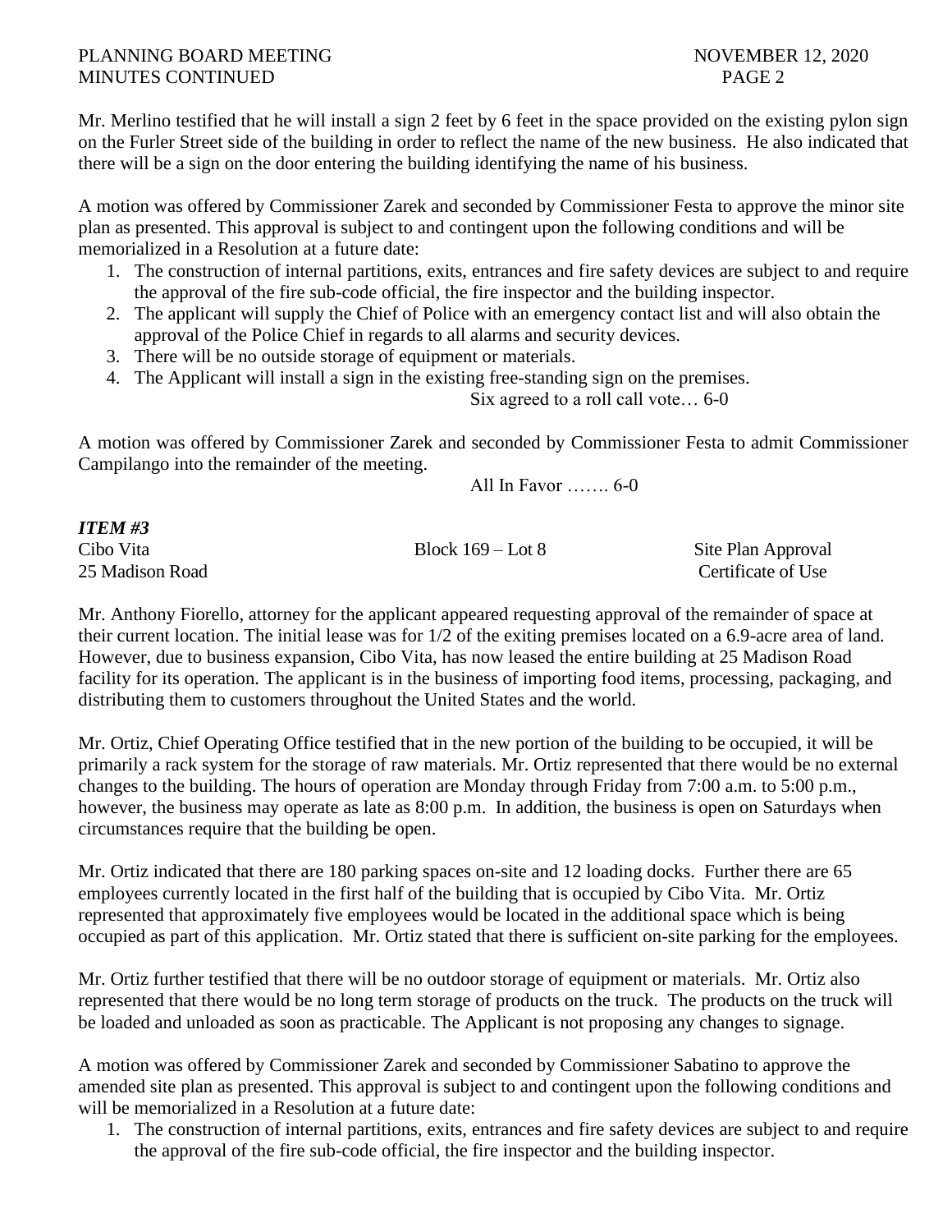Mr. Merlino testified that he will install a sign 2 feet by 6 feet in the space provided on the existing pylon sign on the Furler Street side of the building in order to reflect the name of the new business. He also indicated that there will be a sign on the door entering the building identifying the name of his business.

A motion was offered by Commissioner Zarek and seconded by Commissioner Festa to approve the minor site plan as presented. This approval is subject to and contingent upon the following conditions and will be memorialized in a Resolution at a future date:

1. The construction of internal partitions, exits, entrances and fire safety devices are subject to and require the approval of the fire sub-code official, the fire inspector and the building inspector.
2. The applicant will supply the Chief of Police with an emergency contact list and will also obtain the approval of the Police Chief in regards to all alarms and security devices.
3. There will be no outside storage of equipment or materials.
4. The Applicant will install a sign in the existing free-standing sign on the premises.

Six agreed to a roll call vote… 6-0

A motion was offered by Commissioner Zarek and seconded by Commissioner Festa to admit Commissioner Campilango into the remainder of the meeting.

All In Favor ……. 6-0

***ITEM #3***

Cibo Vita | Block 169 – Lot 8 | Site Plan Approval
25 Madison Road | | Certificate of Use

Mr. Anthony Fiorello, attorney for the applicant appeared requesting approval of the remainder of space at their current location. The initial lease was for 1/2 of the exiting premises located on a 6.9-acre area of land. However, due to business expansion, Cibo Vita, has now leased the entire building at 25 Madison Road facility for its operation. The applicant is in the business of importing food items, processing, packaging, and distributing them to customers throughout the United States and the world.

Mr. Ortiz, Chief Operating Office testified that in the new portion of the building to be occupied, it will be primarily a rack system for the storage of raw materials. Mr. Ortiz represented that there would be no external changes to the building. The hours of operation are Monday through Friday from 7:00 a.m. to 5:00 p.m., however, the business may operate as late as 8:00 p.m. In addition, the business is open on Saturdays when circumstances require that the building be open.

Mr. Ortiz indicated that there are 180 parking spaces on-site and 12 loading docks. Further there are 65 employees currently located in the first half of the building that is occupied by Cibo Vita. Mr. Ortiz represented that approximately five employees would be located in the additional space which is being occupied as part of this application. Mr. Ortiz stated that there is sufficient on-site parking for the employees.

Mr. Ortiz further testified that there will be no outdoor storage of equipment or materials. Mr. Ortiz also represented that there would be no long term storage of products on the truck. The products on the truck will be loaded and unloaded as soon as practicable. The Applicant is not proposing any changes to signage.

A motion was offered by Commissioner Zarek and seconded by Commissioner Sabatino to approve the amended site plan as presented. This approval is subject to and contingent upon the following conditions and will be memorialized in a Resolution at a future date:

1. The construction of internal partitions, exits, entrances and fire safety devices are subject to and require the approval of the fire sub-code official, the fire inspector and the building inspector.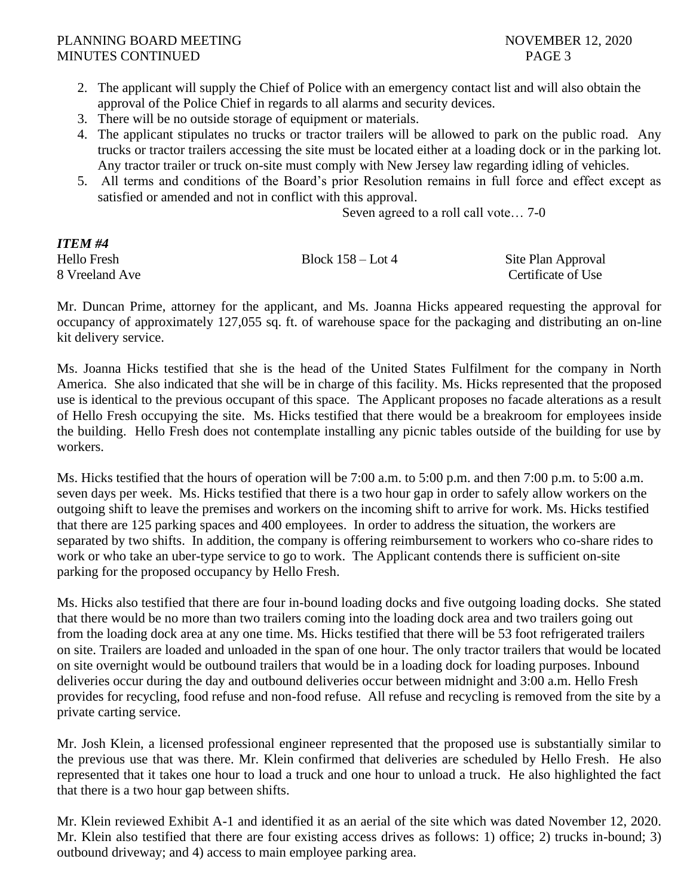2. The applicant will supply the Chief of Police with an emergency contact list and will also obtain the approval of the Police Chief in regards to all alarms and security devices.
3. There will be no outside storage of equipment or materials.
4. The applicant stipulates no trucks or tractor trailers will be allowed to park on the public road. Any trucks or tractor trailers accessing the site must be located either at a loading dock or in the parking lot. Any tractor trailer or truck on-site must comply with New Jersey law regarding idling of vehicles.
5. All terms and conditions of the Board's prior Resolution remains in full force and effect except as satisfied or amended and not in conflict with this approval.

Seven agreed to a roll call vote… 7-0

***ITEM #4***

| | | |
|---|---|---|
| Hello Fresh | Block 158 – Lot 4 | Site Plan Approval |
| 8 Vreeland Ave | | Certificate of Use |

Mr. Duncan Prime, attorney for the applicant, and Ms. Joanna Hicks appeared requesting the approval for occupancy of approximately 127,055 sq. ft. of warehouse space for the packaging and distributing an on-line kit delivery service.

Ms. Joanna Hicks testified that she is the head of the United States Fulfilment for the company in North America. She also indicated that she will be in charge of this facility. Ms. Hicks represented that the proposed use is identical to the previous occupant of this space. The Applicant proposes no facade alterations as a result of Hello Fresh occupying the site. Ms. Hicks testified that there would be a breakroom for employees inside the building. Hello Fresh does not contemplate installing any picnic tables outside of the building for use by workers.

Ms. Hicks testified that the hours of operation will be 7:00 a.m. to 5:00 p.m. and then 7:00 p.m. to 5:00 a.m. seven days per week. Ms. Hicks testified that there is a two hour gap in order to safely allow workers on the outgoing shift to leave the premises and workers on the incoming shift to arrive for work. Ms. Hicks testified that there are 125 parking spaces and 400 employees. In order to address the situation, the workers are separated by two shifts. In addition, the company is offering reimbursement to workers who co-share rides to work or who take an uber-type service to go to work. The Applicant contends there is sufficient on-site parking for the proposed occupancy by Hello Fresh.

Ms. Hicks also testified that there are four in-bound loading docks and five outgoing loading docks. She stated that there would be no more than two trailers coming into the loading dock area and two trailers going out from the loading dock area at any one time. Ms. Hicks testified that there will be 53 foot refrigerated trailers on site. Trailers are loaded and unloaded in the span of one hour. The only tractor trailers that would be located on site overnight would be outbound trailers that would be in a loading dock for loading purposes. Inbound deliveries occur during the day and outbound deliveries occur between midnight and 3:00 a.m. Hello Fresh provides for recycling, food refuse and non-food refuse. All refuse and recycling is removed from the site by a private carting service.

Mr. Josh Klein, a licensed professional engineer represented that the proposed use is substantially similar to the previous use that was there. Mr. Klein confirmed that deliveries are scheduled by Hello Fresh. He also represented that it takes one hour to load a truck and one hour to unload a truck. He also highlighted the fact that there is a two hour gap between shifts.

Mr. Klein reviewed Exhibit A-1 and identified it as an aerial of the site which was dated November 12, 2020. Mr. Klein also testified that there are four existing access drives as follows: 1) office; 2) trucks in-bound; 3) outbound driveway; and 4) access to main employee parking area.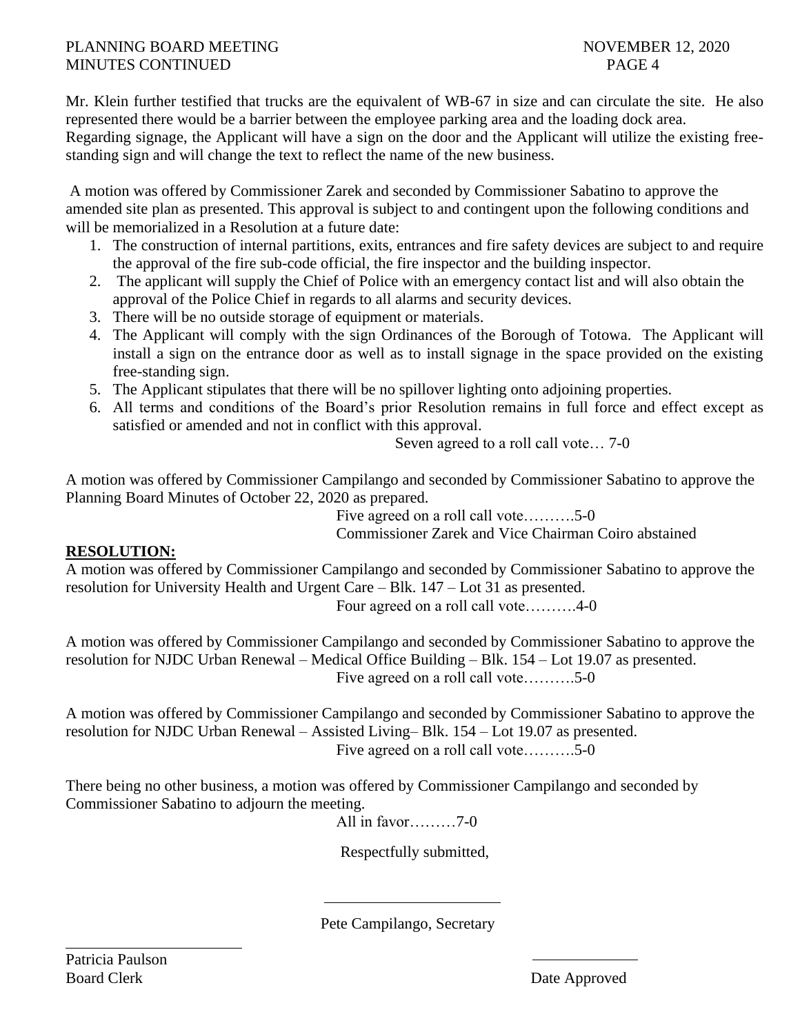Mr. Klein further testified that trucks are the equivalent of WB-67 in size and can circulate the site. He also represented there would be a barrier between the employee parking area and the loading dock area. Regarding signage, the Applicant will have a sign on the door and the Applicant will utilize the existing free-standing sign and will change the text to reflect the name of the new business.

A motion was offered by Commissioner Zarek and seconded by Commissioner Sabatino to approve the amended site plan as presented. This approval is subject to and contingent upon the following conditions and will be memorialized in a Resolution at a future date:

1. The construction of internal partitions, exits, entrances and fire safety devices are subject to and require the approval of the fire sub-code official, the fire inspector and the building inspector.
2. The applicant will supply the Chief of Police with an emergency contact list and will also obtain the approval of the Police Chief in regards to all alarms and security devices.
3. There will be no outside storage of equipment or materials.
4. The Applicant will comply with the sign Ordinances of the Borough of Totowa. The Applicant will install a sign on the entrance door as well as to install signage in the space provided on the existing free-standing sign.
5. The Applicant stipulates that there will be no spillover lighting onto adjoining properties.
6. All terms and conditions of the Board's prior Resolution remains in full force and effect except as satisfied or amended and not in conflict with this approval.

Seven agreed to a roll call vote… 7-0

A motion was offered by Commissioner Campilango and seconded by Commissioner Sabatino to approve the Planning Board Minutes of October 22, 2020 as prepared.

Five agreed on a roll call vote……….5-0
Commissioner Zarek and Vice Chairman Coiro abstained

**RESOLUTION:**

A motion was offered by Commissioner Campilango and seconded by Commissioner Sabatino to approve the resolution for University Health and Urgent Care – Blk. 147 – Lot 31 as presented.

Four agreed on a roll call vote……….4-0

A motion was offered by Commissioner Campilango and seconded by Commissioner Sabatino to approve the resolution for NJDC Urban Renewal – Medical Office Building – Blk. 154 – Lot 19.07 as presented.

Five agreed on a roll call vote……….5-0

A motion was offered by Commissioner Campilango and seconded by Commissioner Sabatino to approve the resolution for NJDC Urban Renewal – Assisted Living– Blk. 154 – Lot 19.07 as presented.

Five agreed on a roll call vote……….5-0

There being no other business, a motion was offered by Commissioner Campilango and seconded by Commissioner Sabatino to adjourn the meeting.

All in favor………7-0

Respectfully submitted,

Pete Campilango, Secretary

Patricia Paulson
Board Clerk

Date Approved